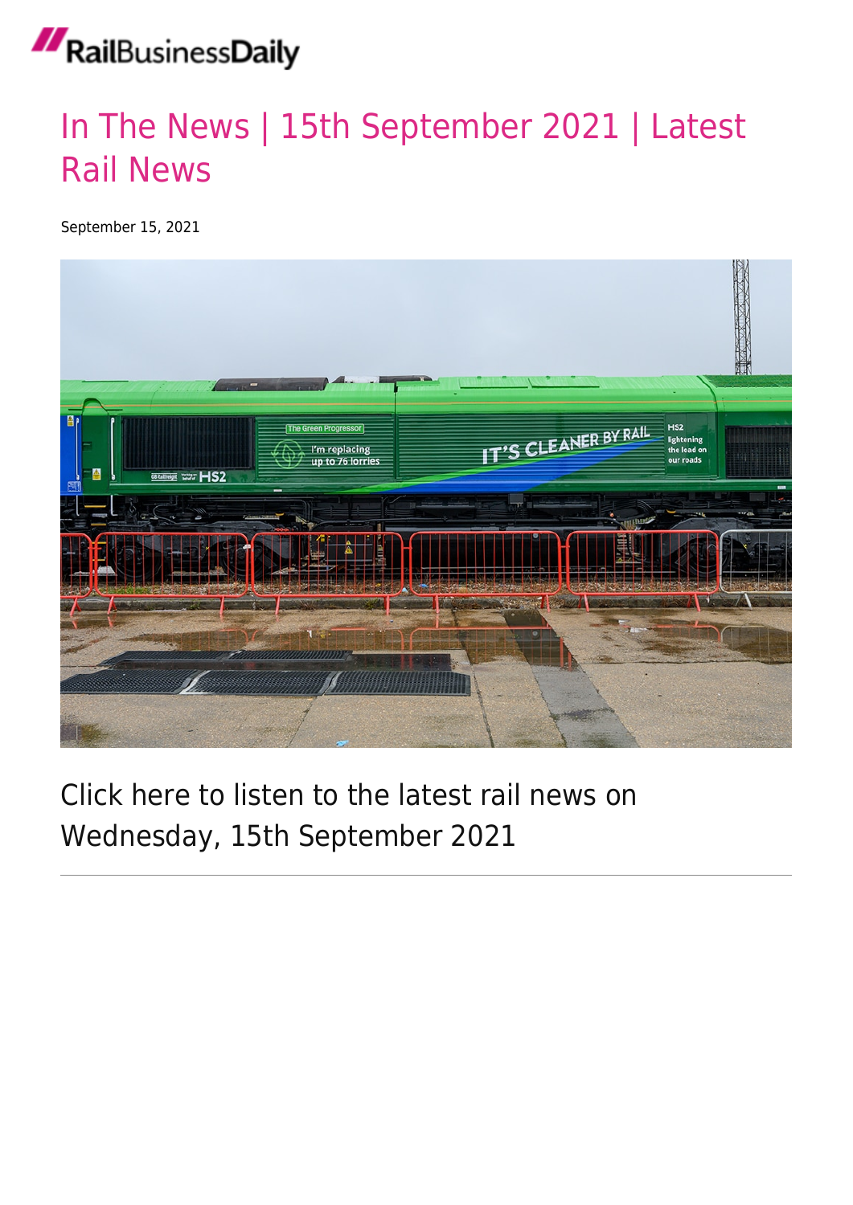# In The News | 15th September 2021 | Latest Rail News

September 15, 2021

Click here to listen to the latest rail news on Wednesday, 15th September 2021

---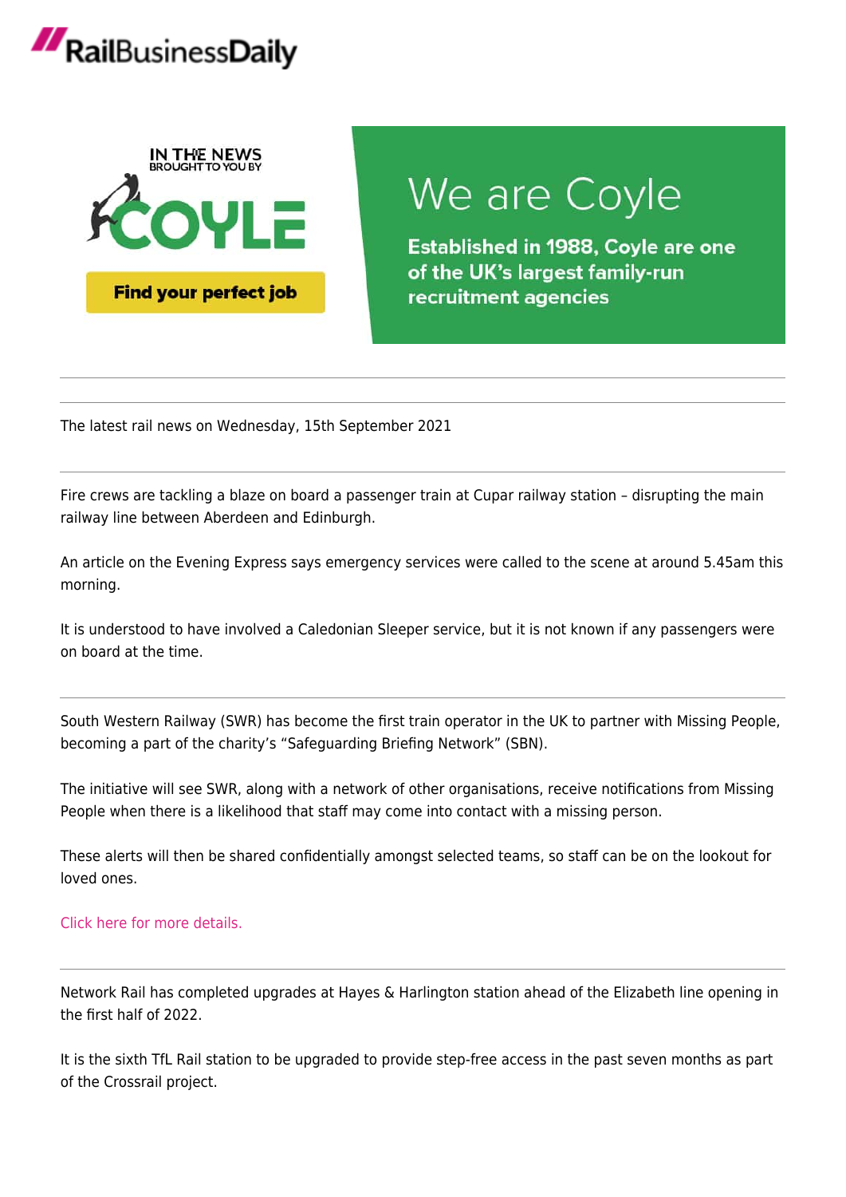RailBusinessDaily

IN THE NEWS
BROUGHT TO YOU BY
COYLE

Find your perfect job

We are Coyle

**Established in 1988, Coyle are one of the UK's largest family-run recruitment agencies**

---

The latest rail news on Wednesday, 15th September 2021

---

Fire crews are tackling a blaze on board a passenger train at Cupar railway station – disrupting the main railway line between Aberdeen and Edinburgh.

An article on the Evening Express says emergency services were called to the scene at around 5.45am this morning.

It is understood to have involved a Caledonian Sleeper service, but it is not known if any passengers were on board at the time.

---

South Western Railway (SWR) has become the first train operator in the UK to partner with Missing People, becoming a part of the charity's "Safeguarding Briefing Network" (SBN).

The initiative will see SWR, along with a network of other organisations, receive notifications from Missing People when there is a likelihood that staff may come into contact with a missing person.

These alerts will then be shared confidentially amongst selected teams, so staff can be on the lookout for loved ones.

Click here for more details.

---

Network Rail has completed upgrades at Hayes & Harlington station ahead of the Elizabeth line opening in the first half of 2022.

It is the sixth TfL Rail station to be upgraded to provide step-free access in the past seven months as part of the Crossrail project.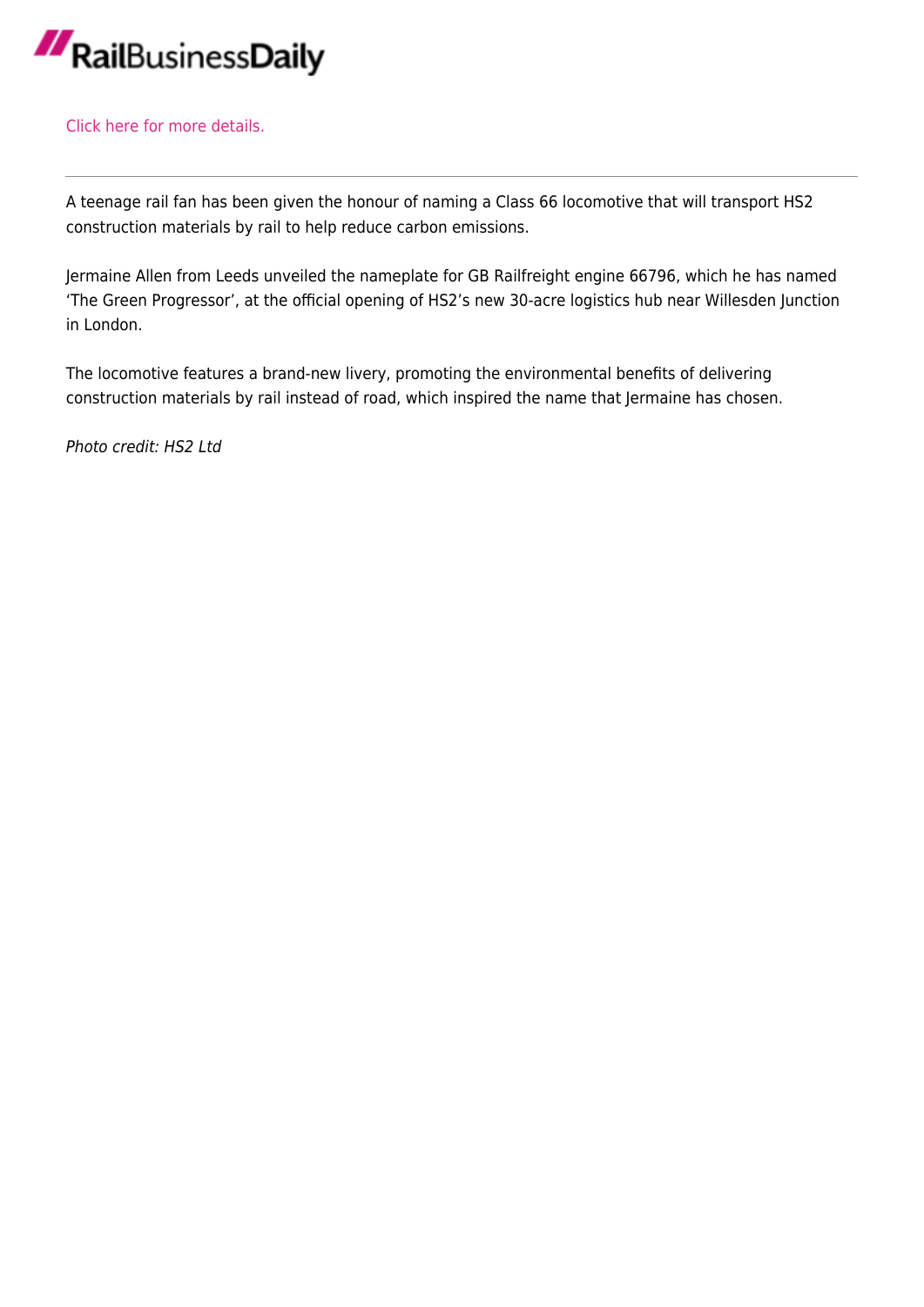Click here for more details.

---

A teenage rail fan has been given the honour of naming a Class 66 locomotive that will transport HS2 construction materials by rail to help reduce carbon emissions.

Jermaine Allen from Leeds unveiled the nameplate for GB Railfreight engine 66796, which he has named 'The Green Progressor', at the official opening of HS2's new 30-acre logistics hub near Willesden Junction in London.

The locomotive features a brand-new livery, promoting the environmental benefits of delivering construction materials by rail instead of road, which inspired the name that Jermaine has chosen.

*Photo credit: HS2 Ltd*